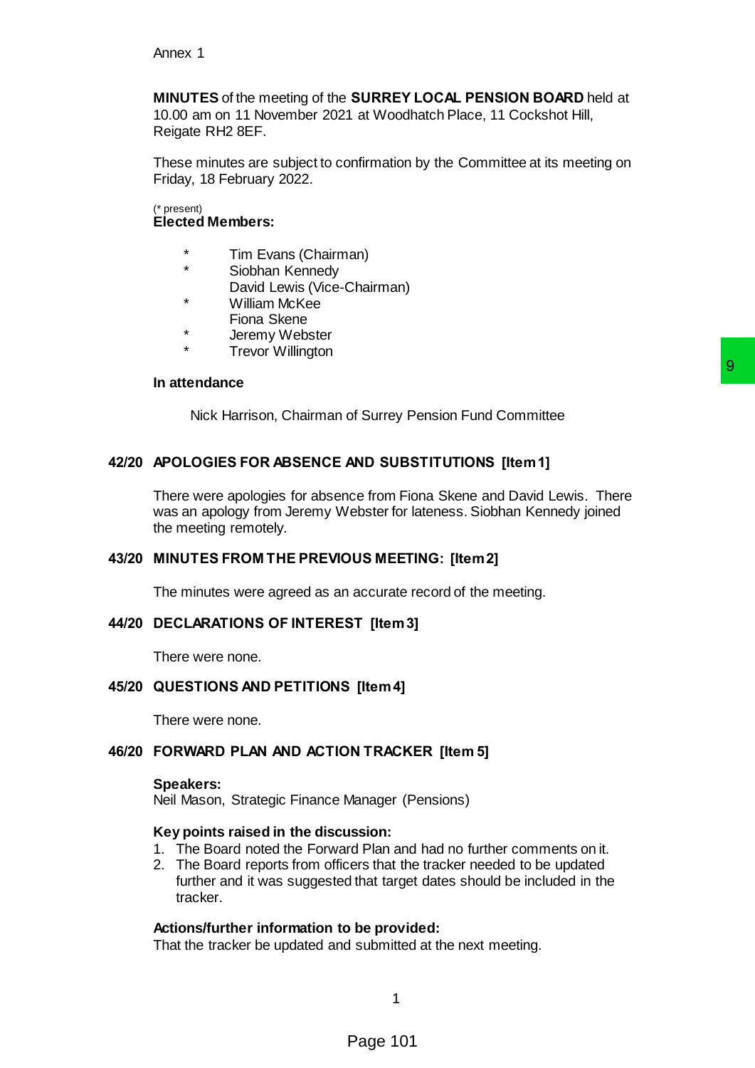Annex 1

**MINUTES** of the meeting of the **SURREY LOCAL PENSION BOARD** held at 10.00 am on 11 November 2021 at Woodhatch Place, 11 Cockshot Hill, Reigate RH2 8EF.

These minutes are subject to confirmation by the Committee at its meeting on Friday, 18 February 2022.

(* present)
**Elected Members:**

- \* Tim Evans (Chairman)
- \* Siobhan Kennedy
- David Lewis (Vice-Chairman)
- \* William McKee
- Fiona Skene
- \* Jeremy Webster
- \* Trevor Willington

**In attendance**

Nick Harrison, Chairman of Surrey Pension Fund Committee

**42/20 APOLOGIES FOR ABSENCE AND SUBSTITUTIONS [Item 1]**

There were apologies for absence from Fiona Skene and David Lewis. There was an apology from Jeremy Webster for lateness. Siobhan Kennedy joined the meeting remotely.

**43/20 MINUTES FROM THE PREVIOUS MEETING: [Item 2]**

The minutes were agreed as an accurate record of the meeting.

**44/20 DECLARATIONS OF INTEREST [Item 3]**

There were none.

**45/20 QUESTIONS AND PETITIONS [Item 4]**

There were none.

**46/20 FORWARD PLAN AND ACTION TRACKER [Item 5]**

**Speakers:**
Neil Mason, Strategic Finance Manager (Pensions)

**Key points raised in the discussion:**

1. The Board noted the Forward Plan and had no further comments on it.
2. The Board reports from officers that the tracker needed to be updated further and it was suggested that target dates should be included in the tracker.

**Actions/further information to be provided:**
That the tracker be updated and submitted at the next meeting.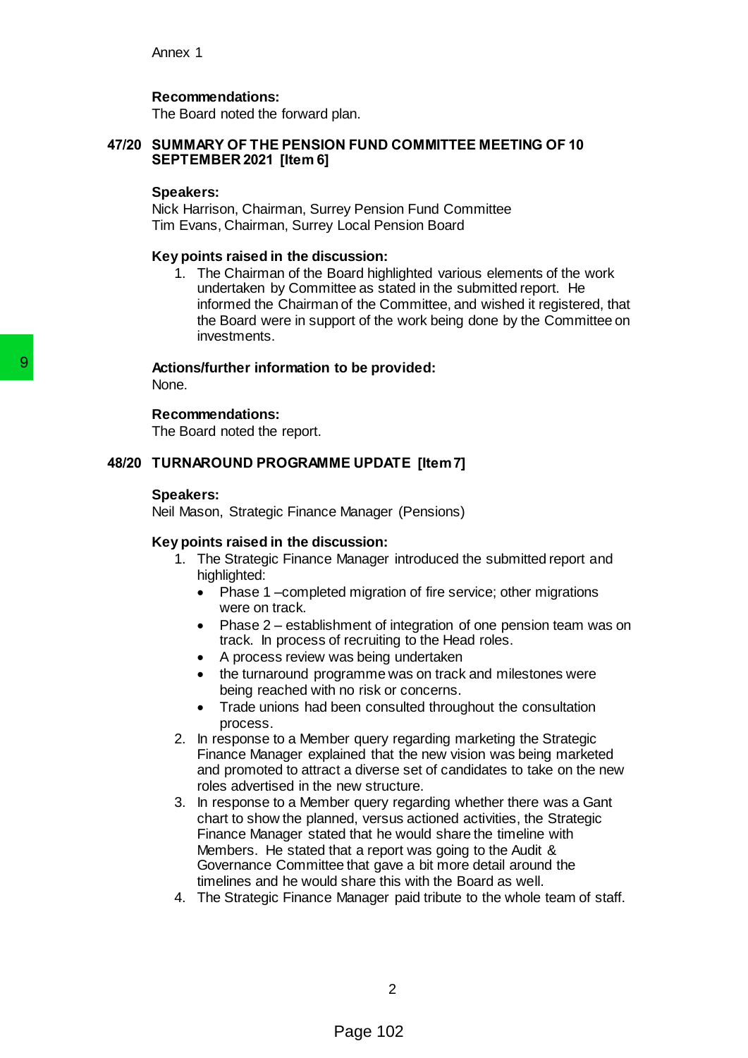Annex 1

**Recommendations:**
The Board noted the forward plan.

## 47/20 SUMMARY OF THE PENSION FUND COMMITTEE MEETING OF 10 SEPTEMBER 2021 [Item 6]

**Speakers:**
Nick Harrison, Chairman, Surrey Pension Fund Committee
Tim Evans, Chairman, Surrey Local Pension Board

**Key points raised in the discussion:**

1. The Chairman of the Board highlighted various elements of the work undertaken by Committee as stated in the submitted report. He informed the Chairman of the Committee, and wished it registered, that the Board were in support of the work being done by the Committee on investments.

**Actions/further information to be provided:**
None.

**Recommendations:**
The Board noted the report.

## 48/20 TURNAROUND PROGRAMME UPDATE [Item 7]

**Speakers:**
Neil Mason, Strategic Finance Manager (Pensions)

**Key points raised in the discussion:**

1. The Strategic Finance Manager introduced the submitted report and highlighted:
   - Phase 1 –completed migration of fire service; other migrations were on track.
   - Phase 2 – establishment of integration of one pension team was on track. In process of recruiting to the Head roles.
   - A process review was being undertaken
   - the turnaround programme was on track and milestones were being reached with no risk or concerns.
   - Trade unions had been consulted throughout the consultation process.
2. In response to a Member query regarding marketing the Strategic Finance Manager explained that the new vision was being marketed and promoted to attract a diverse set of candidates to take on the new roles advertised in the new structure.
3. In response to a Member query regarding whether there was a Gant chart to show the planned, versus actioned activities, the Strategic Finance Manager stated that he would share the timeline with Members. He stated that a report was going to the Audit & Governance Committee that gave a bit more detail around the timelines and he would share this with the Board as well.
4. The Strategic Finance Manager paid tribute to the whole team of staff.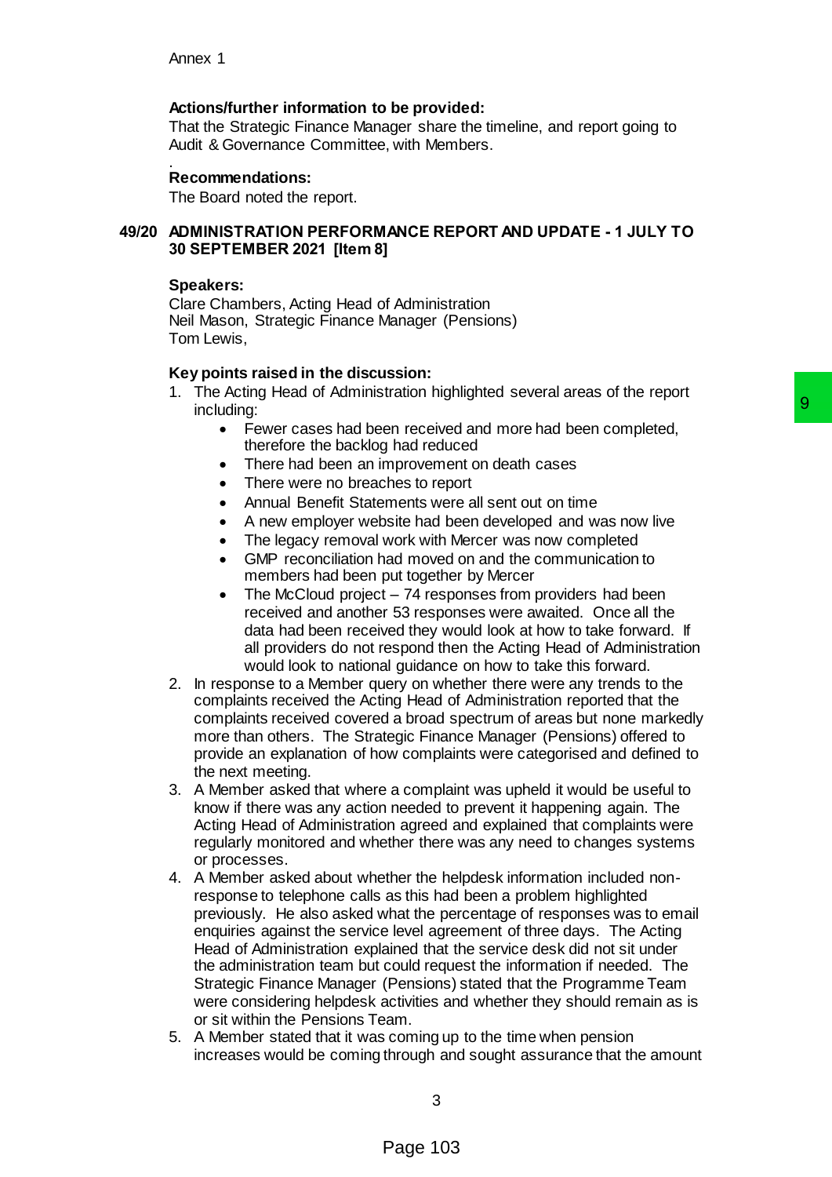Annex 1

**Actions/further information to be provided:**
That the Strategic Finance Manager share the timeline, and report going to Audit & Governance Committee, with Members.

.
**Recommendations:**
The Board noted the report.

### 49/20 ADMINISTRATION PERFORMANCE REPORT AND UPDATE - 1 JULY TO 30 SEPTEMBER 2021 [Item 8]

**Speakers:**
Clare Chambers, Acting Head of Administration
Neil Mason, Strategic Finance Manager (Pensions)
Tom Lewis,

**Key points raised in the discussion:**

1. The Acting Head of Administration highlighted several areas of the report including:
    - Fewer cases had been received and more had been completed, therefore the backlog had reduced
    - There had been an improvement on death cases
    - There were no breaches to report
    - Annual Benefit Statements were all sent out on time
    - A new employer website had been developed and was now live
    - The legacy removal work with Mercer was now completed
    - GMP reconciliation had moved on and the communication to members had been put together by Mercer
    - The McCloud project – 74 responses from providers had been received and another 53 responses were awaited. Once all the data had been received they would look at how to take forward. If all providers do not respond then the Acting Head of Administration would look to national guidance on how to take this forward.
2. In response to a Member query on whether there were any trends to the complaints received the Acting Head of Administration reported that the complaints received covered a broad spectrum of areas but none markedly more than others. The Strategic Finance Manager (Pensions) offered to provide an explanation of how complaints were categorised and defined to the next meeting.
3. A Member asked that where a complaint was upheld it would be useful to know if there was any action needed to prevent it happening again. The Acting Head of Administration agreed and explained that complaints were regularly monitored and whether there was any need to changes systems or processes.
4. A Member asked about whether the helpdesk information included non-response to telephone calls as this had been a problem highlighted previously. He also asked what the percentage of responses was to email enquiries against the service level agreement of three days. The Acting Head of Administration explained that the service desk did not sit under the administration team but could request the information if needed. The Strategic Finance Manager (Pensions) stated that the Programme Team were considering helpdesk activities and whether they should remain as is or sit within the Pensions Team.
5. A Member stated that it was coming up to the time when pension increases would be coming through and sought assurance that the amount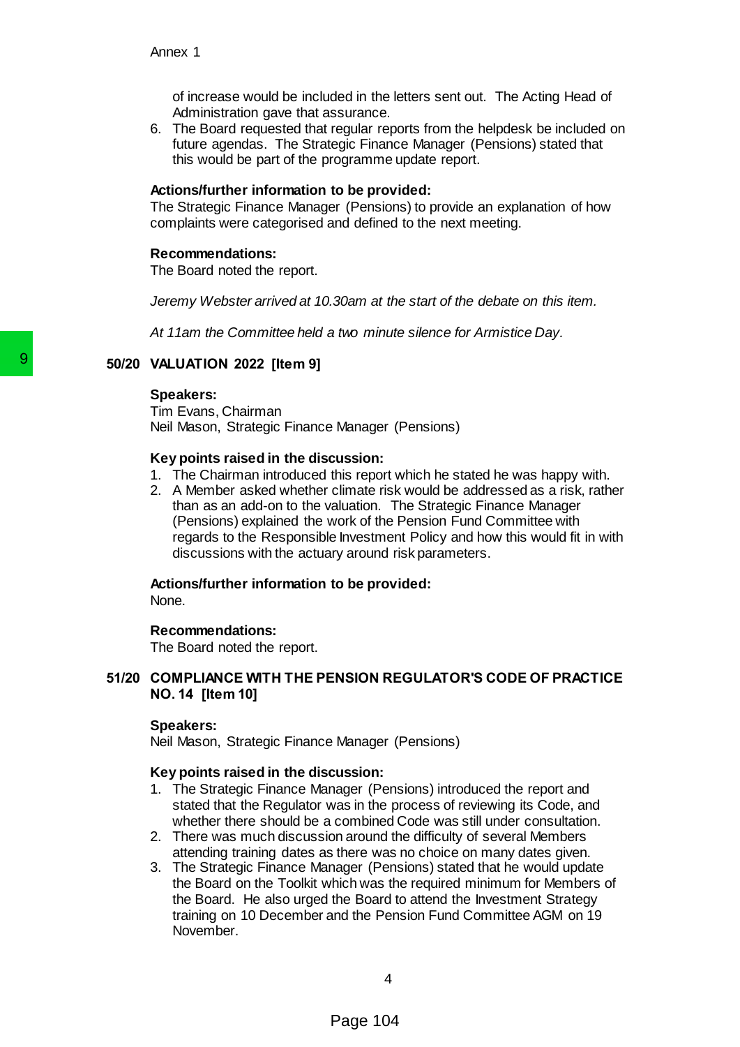of increase would be included in the letters sent out. The Acting Head of Administration gave that assurance.

6. The Board requested that regular reports from the helpdesk be included on future agendas. The Strategic Finance Manager (Pensions) stated that this would be part of the programme update report.

**Actions/further information to be provided:**
The Strategic Finance Manager (Pensions) to provide an explanation of how complaints were categorised and defined to the next meeting.

**Recommendations:**
The Board noted the report.

*Jeremy Webster arrived at 10.30am at the start of the debate on this item.*

*At 11am the Committee held a two minute silence for Armistice Day.*

## 50/20 VALUATION 2022 [Item 9]

**Speakers:**
Tim Evans, Chairman
Neil Mason, Strategic Finance Manager (Pensions)

**Key points raised in the discussion:**

1. The Chairman introduced this report which he stated he was happy with.
2. A Member asked whether climate risk would be addressed as a risk, rather than as an add-on to the valuation. The Strategic Finance Manager (Pensions) explained the work of the Pension Fund Committee with regards to the Responsible Investment Policy and how this would fit in with discussions with the actuary around risk parameters.

**Actions/further information to be provided:**
None.

**Recommendations:**
The Board noted the report.

## 51/20 COMPLIANCE WITH THE PENSION REGULATOR'S CODE OF PRACTICE NO. 14 [Item 10]

**Speakers:**
Neil Mason, Strategic Finance Manager (Pensions)

**Key points raised in the discussion:**

1. The Strategic Finance Manager (Pensions) introduced the report and stated that the Regulator was in the process of reviewing its Code, and whether there should be a combined Code was still under consultation.
2. There was much discussion around the difficulty of several Members attending training dates as there was no choice on many dates given.
3. The Strategic Finance Manager (Pensions) stated that he would update the Board on the Toolkit which was the required minimum for Members of the Board. He also urged the Board to attend the Investment Strategy training on 10 December and the Pension Fund Committee AGM on 19 November.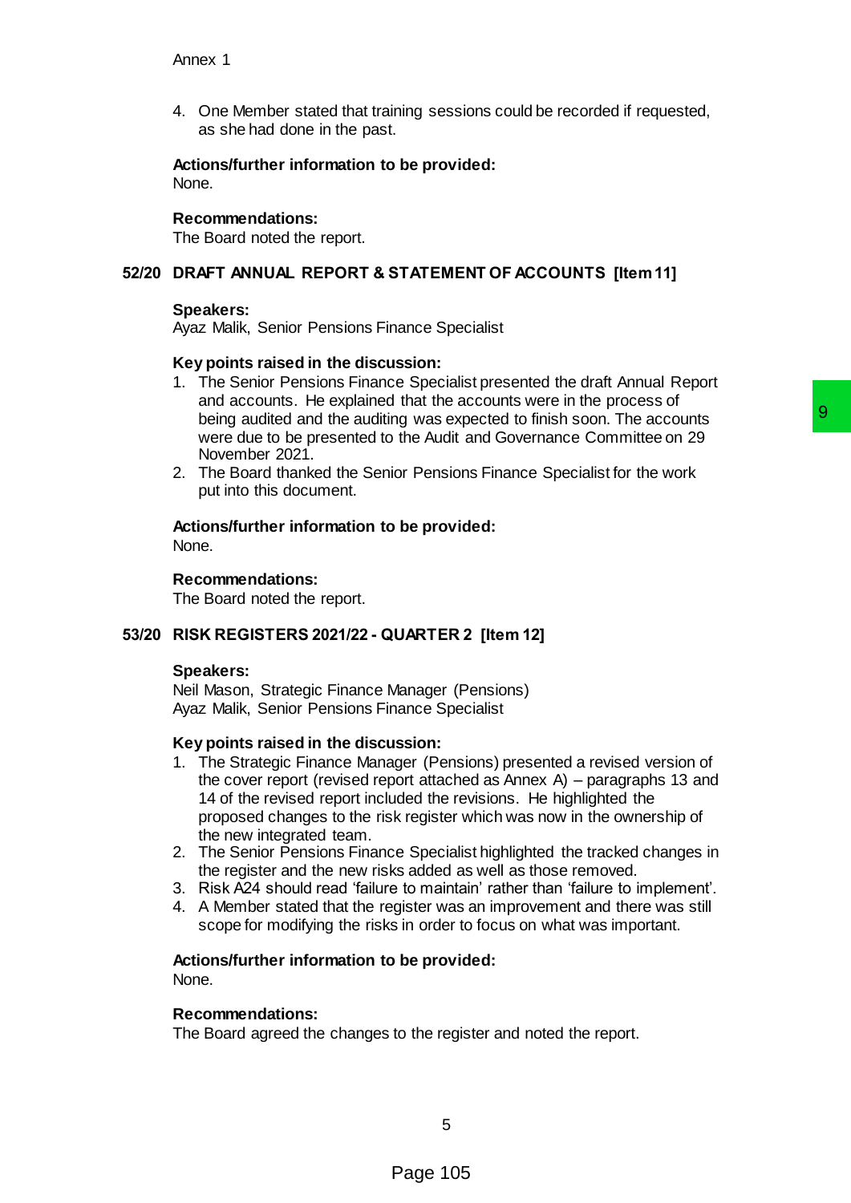4. One Member stated that training sessions could be recorded if requested, as she had done in the past.

**Actions/further information to be provided:**
None.

**Recommendations:**
The Board noted the report.

## 52/20 DRAFT ANNUAL REPORT & STATEMENT OF ACCOUNTS [Item 11]

**Speakers:**
Ayaz Malik, Senior Pensions Finance Specialist

**Key points raised in the discussion:**

1. The Senior Pensions Finance Specialist presented the draft Annual Report and accounts. He explained that the accounts were in the process of being audited and the auditing was expected to finish soon. The accounts were due to be presented to the Audit and Governance Committee on 29 November 2021.
2. The Board thanked the Senior Pensions Finance Specialist for the work put into this document.

**Actions/further information to be provided:**
None.

**Recommendations:**
The Board noted the report.

## 53/20 RISK REGISTERS 2021/22 - QUARTER 2 [Item 12]

**Speakers:**
Neil Mason, Strategic Finance Manager (Pensions)
Ayaz Malik, Senior Pensions Finance Specialist

**Key points raised in the discussion:**

1. The Strategic Finance Manager (Pensions) presented a revised version of the cover report (revised report attached as Annex A) – paragraphs 13 and 14 of the revised report included the revisions. He highlighted the proposed changes to the risk register which was now in the ownership of the new integrated team.
2. The Senior Pensions Finance Specialist highlighted the tracked changes in the register and the new risks added as well as those removed.
3. Risk A24 should read 'failure to maintain' rather than 'failure to implement'.
4. A Member stated that the register was an improvement and there was still scope for modifying the risks in order to focus on what was important.

**Actions/further information to be provided:**
None.

**Recommendations:**
The Board agreed the changes to the register and noted the report.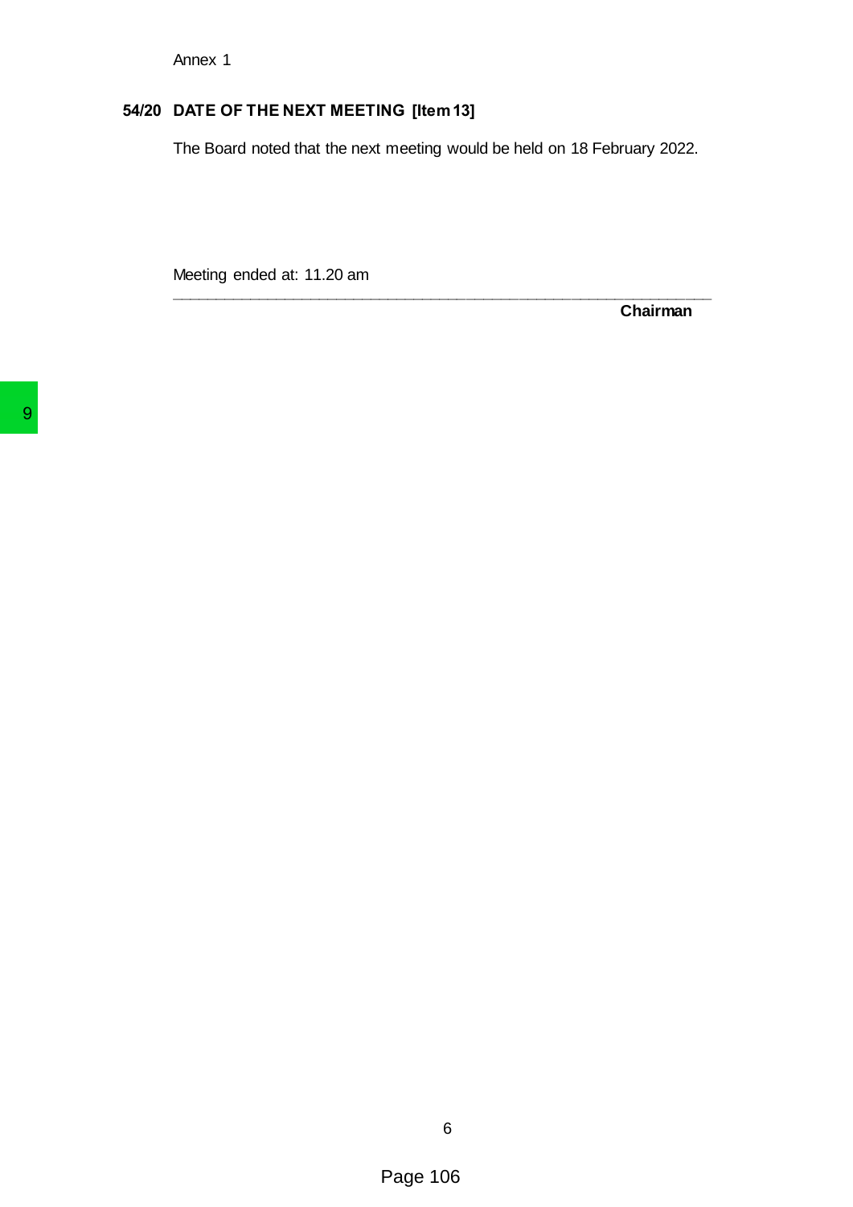Annex 1

**54/20 DATE OF THE NEXT MEETING [Item 13]**

The Board noted that the next meeting would be held on 18 February 2022.

Meeting ended at: 11.20 am

______________________________________________________________

**Chairman**